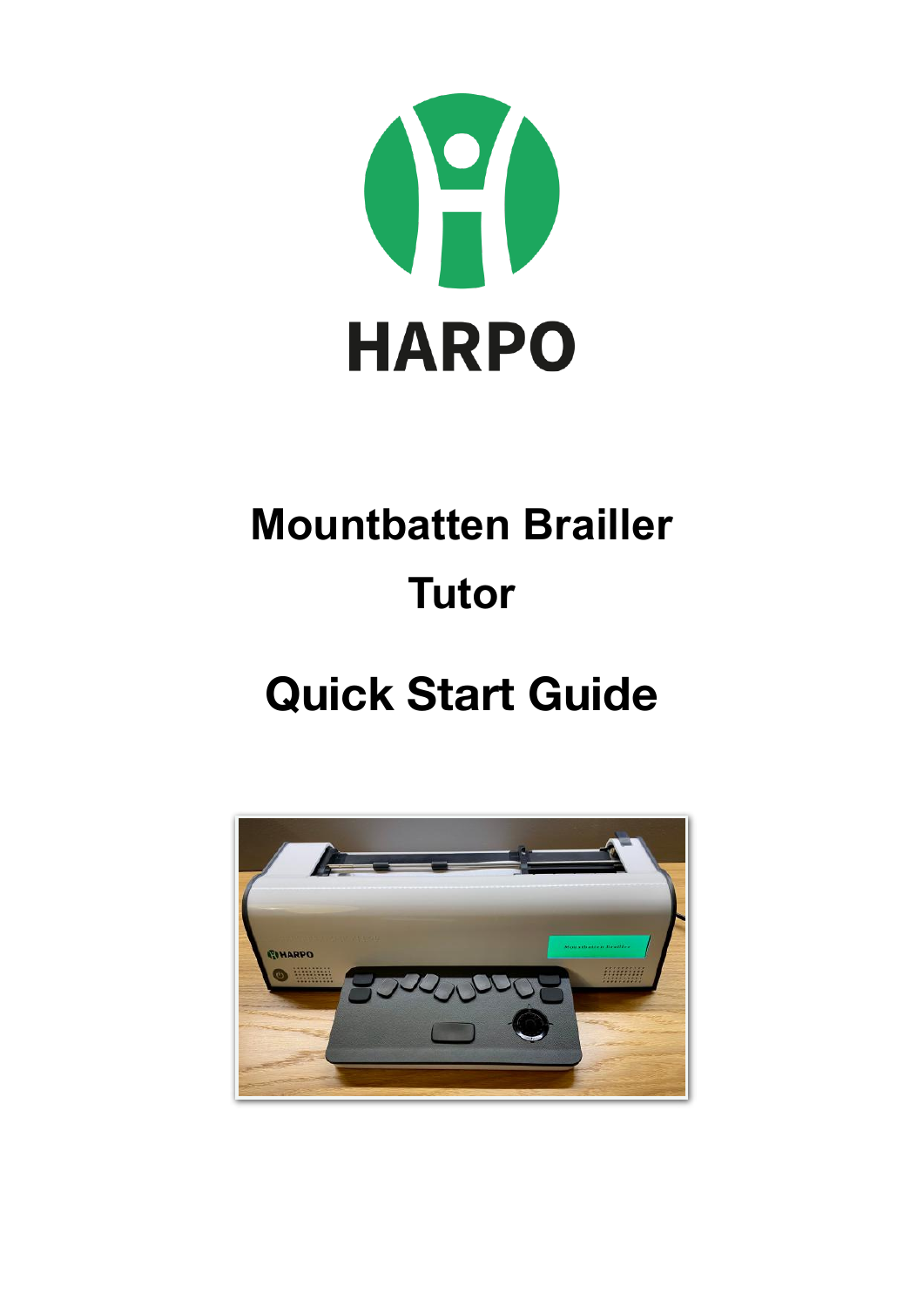HARPO

# Mountbatten Brailler Tutor

# Quick Start Guide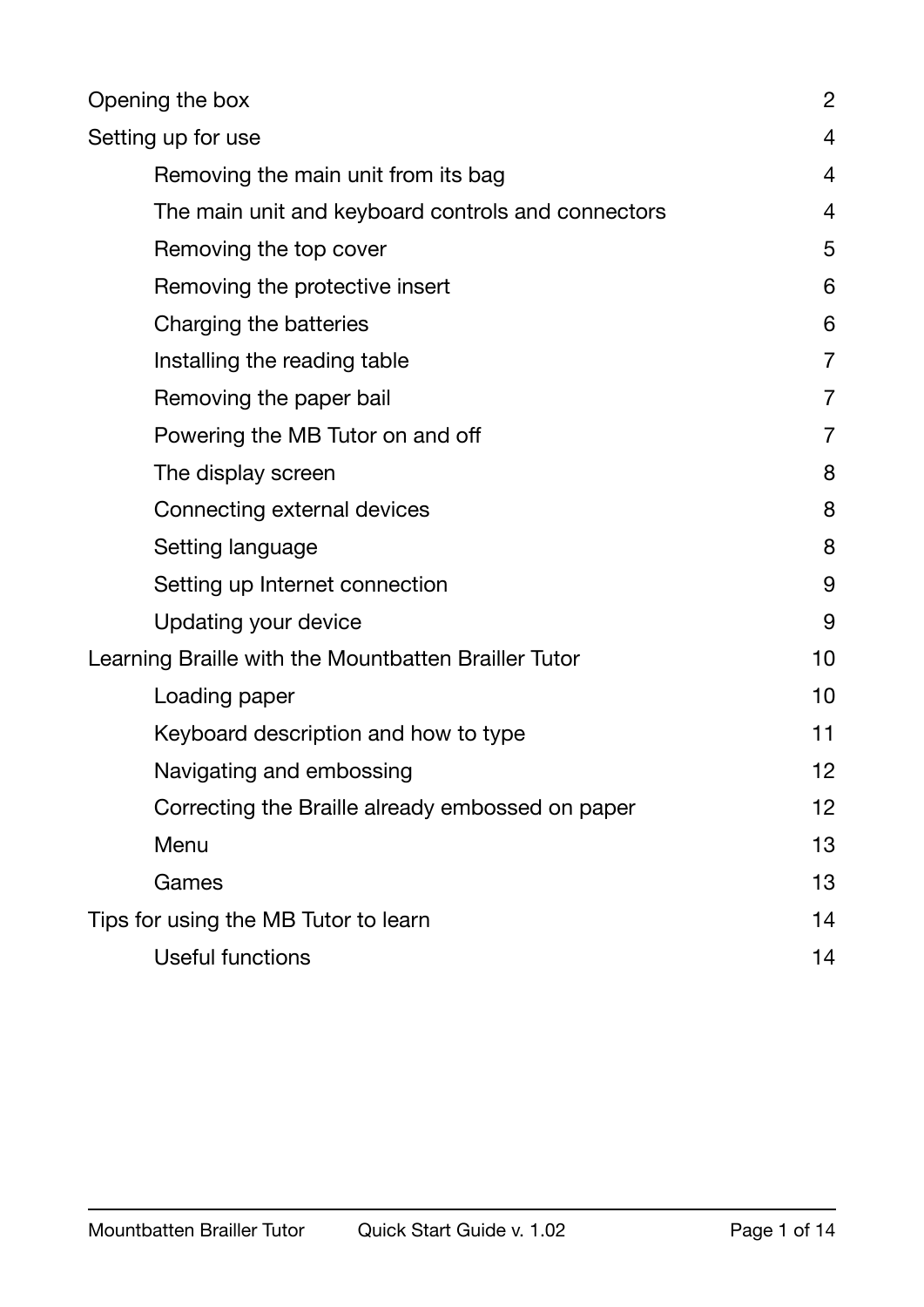| | |
|---|---|
| Opening the box | 2 |
| Setting up for use | 4 |
| Removing the main unit from its bag | 4 |
| The main unit and keyboard controls and connectors | 4 |
| Removing the top cover | 5 |
| Removing the protective insert | 6 |
| Charging the batteries | 6 |
| Installing the reading table | 7 |
| Removing the paper bail | 7 |
| Powering the MB Tutor on and off | 7 |
| The display screen | 8 |
| Connecting external devices | 8 |
| Setting language | 8 |
| Setting up Internet connection | 9 |
| Updating your device | 9 |
| Learning Braille with the Mountbatten Brailler Tutor | 10 |
| Loading paper | 10 |
| Keyboard description and how to type | 11 |
| Navigating and embossing | 12 |
| Correcting the Braille already embossed on paper | 12 |
| Menu | 13 |
| Games | 13 |
| Tips for using the MB Tutor to learn | 14 |
| Useful functions | 14 |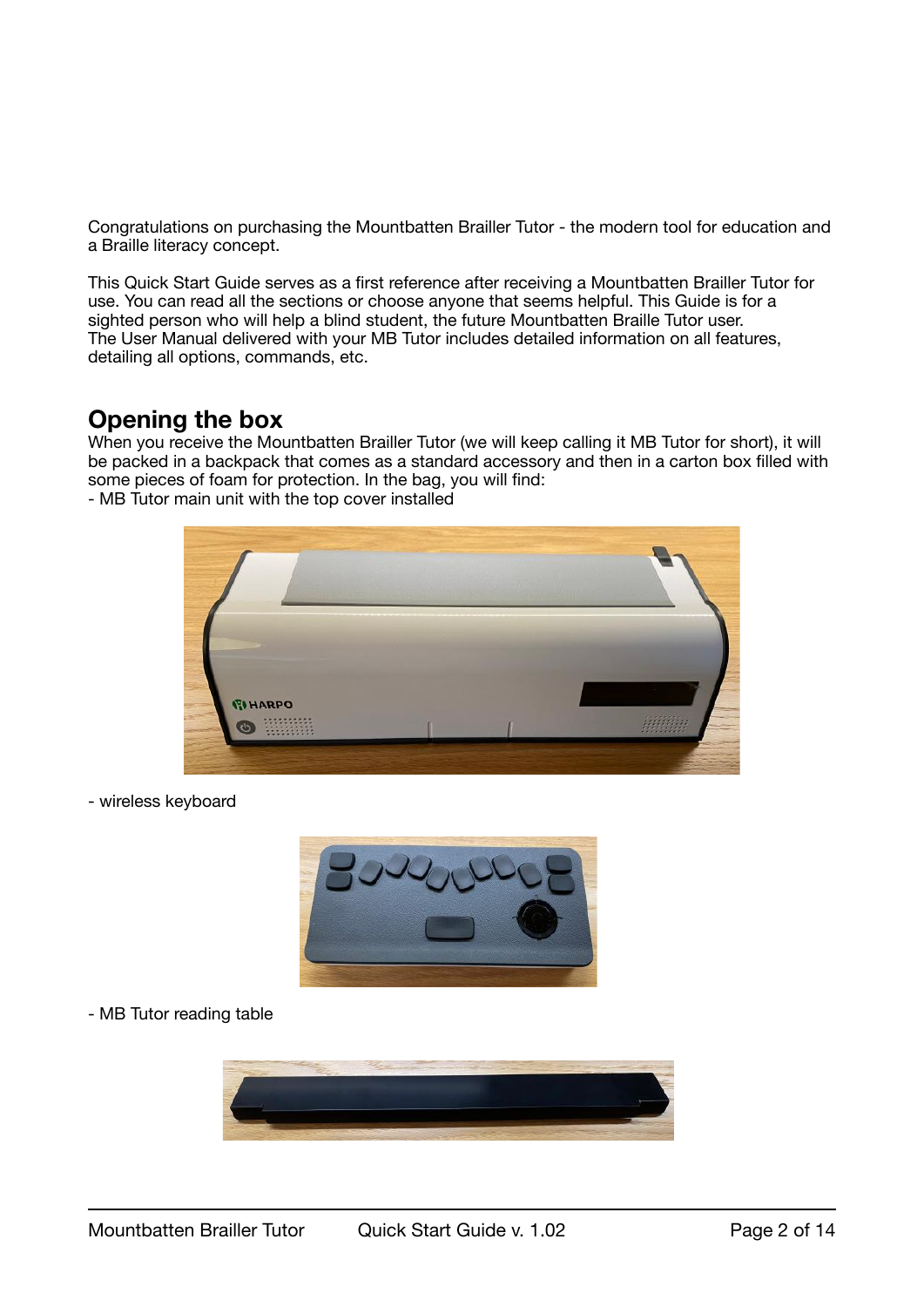Congratulations on purchasing the Mountbatten Brailler Tutor - the modern tool for education and a Braille literacy concept.

This Quick Start Guide serves as a first reference after receiving a Mountbatten Brailler Tutor for use. You can read all the sections or choose anyone that seems helpful. This Guide is for a sighted person who will help a blind student, the future Mountbatten Braille Tutor user.
The User Manual delivered with your MB Tutor includes detailed information on all features, detailing all options, commands, etc.

## Opening the box

When you receive the Mountbatten Brailler Tutor (we will keep calling it MB Tutor for short), it will be packed in a backpack that comes as a standard accessory and then in a carton box filled with some pieces of foam for protection. In the bag, you will find:
- MB Tutor main unit with the top cover installed

- wireless keyboard

- MB Tutor reading table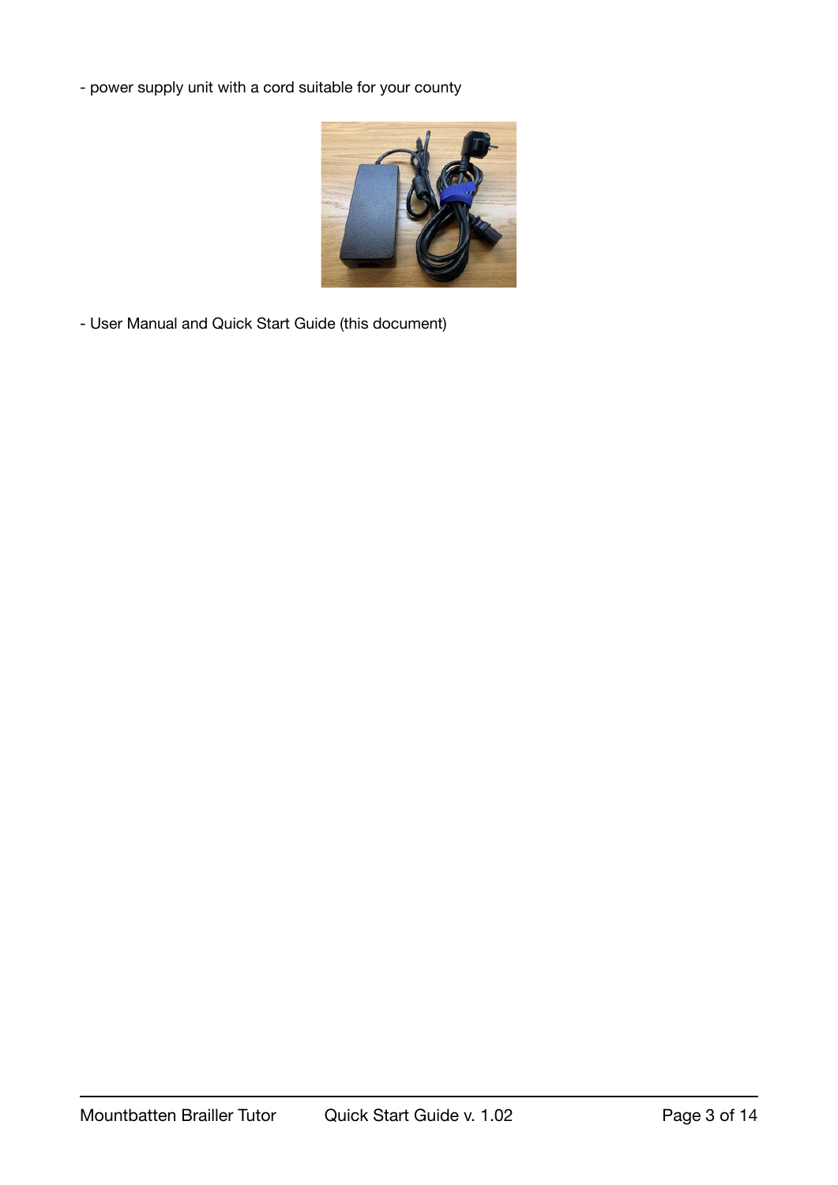- power supply unit with a cord suitable for your county

- User Manual and Quick Start Guide (this document)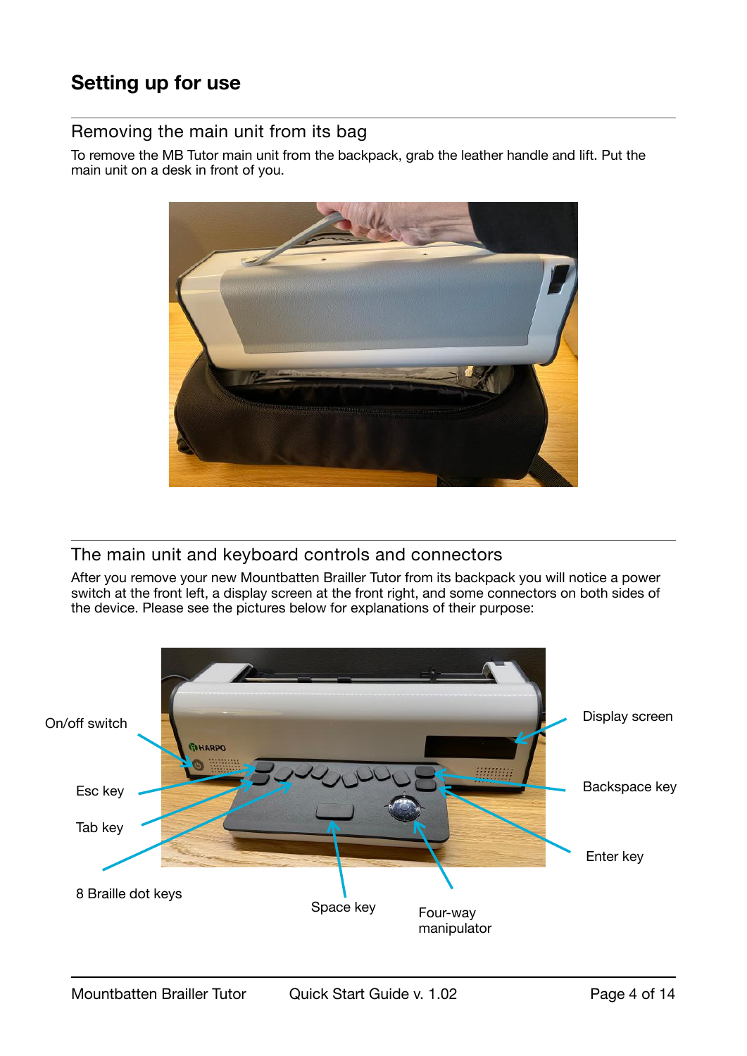## Setting up for use

### Removing the main unit from its bag

To remove the MB Tutor main unit from the backpack, grab the leather handle and lift. Put the main unit on a desk in front of you.

### The main unit and keyboard controls and connectors

After you remove your new Mountbatten Brailler Tutor from its backpack you will notice a power switch at the front left, a display screen at the front right, and some connectors on both sides of the device. Please see the pictures below for explanations of their purpose:

On/off switch

Esc key

Tab key

8 Braille dot keys

Space key

Four-way manipulator

Display screen

Backspace key

Enter key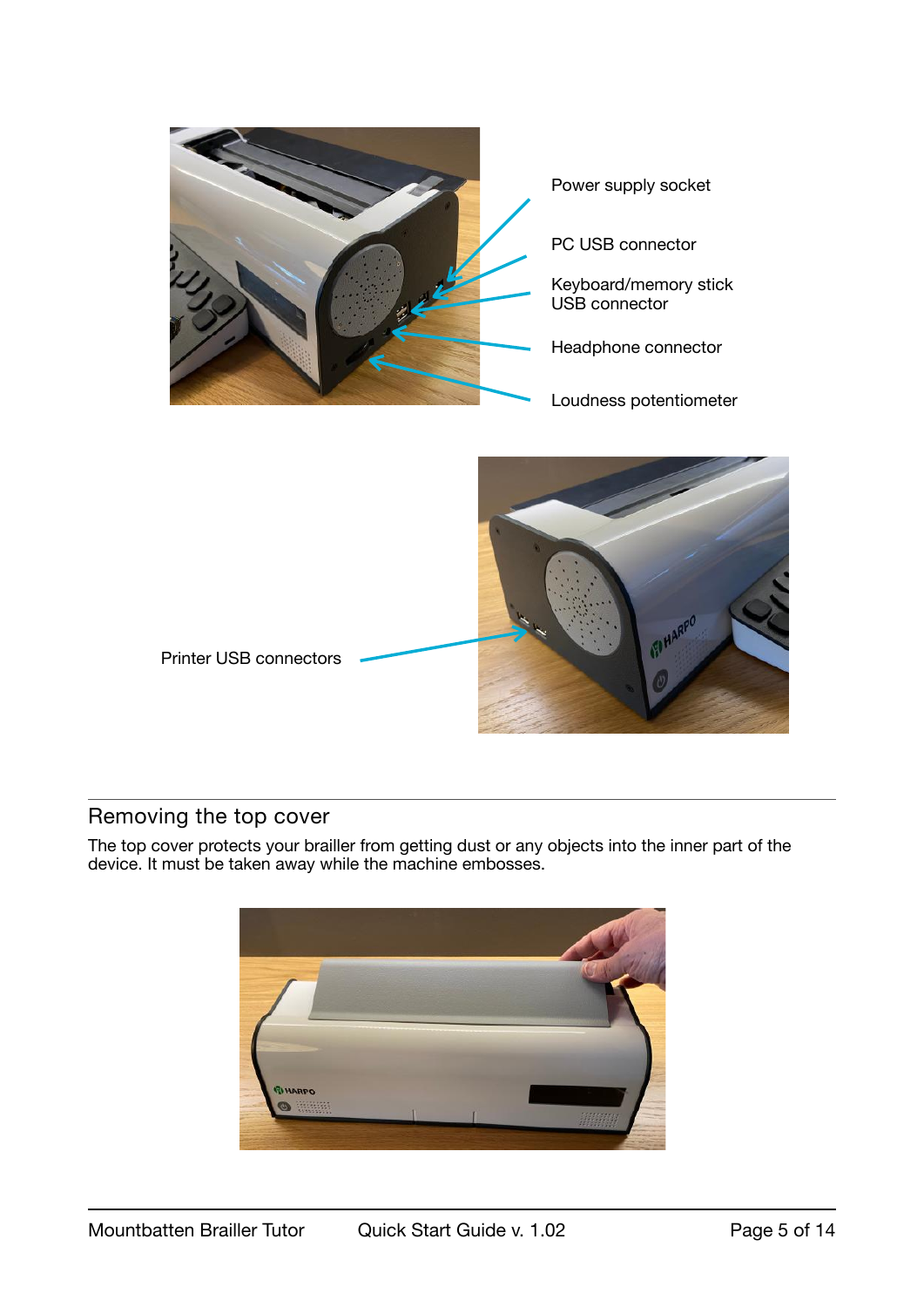Power supply socket

PC USB connector

Keyboard/memory stick USB connector

Headphone connector

Loudness potentiometer

Printer USB connectors

## Removing the top cover

The top cover protects your brailler from getting dust or any objects into the inner part of the device. It must be taken away while the machine embosses.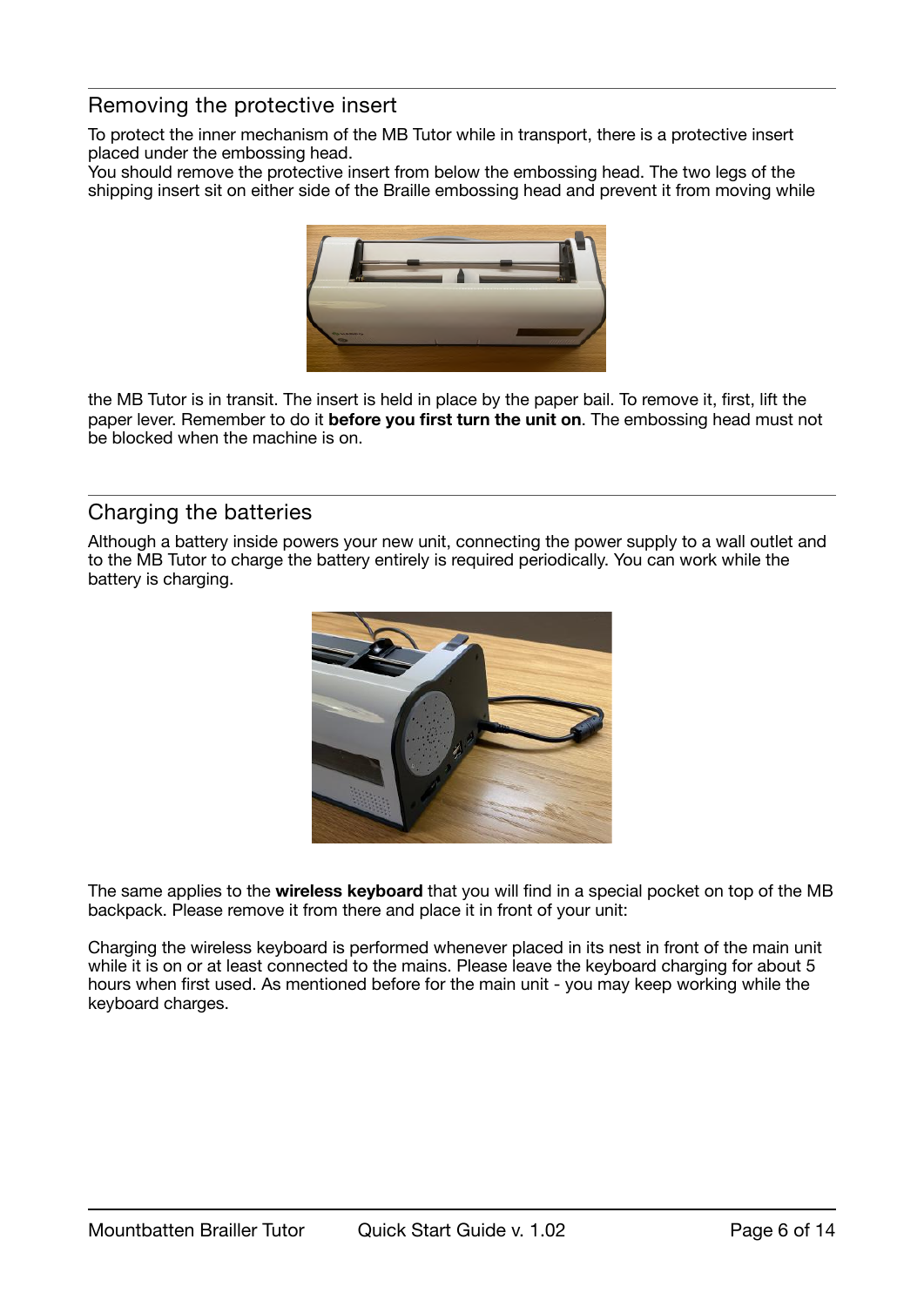## Removing the protective insert

To protect the inner mechanism of the MB Tutor while in transport, there is a protective insert placed under the embossing head.
You should remove the protective insert from below the embossing head. The two legs of the shipping insert sit on either side of the Braille embossing head and prevent it from moving while the MB Tutor is in transit. The insert is held in place by the paper bail. To remove it, first, lift the paper lever. Remember to do it **before you first turn the unit on**. The embossing head must not be blocked when the machine is on.

## Charging the batteries

Although a battery inside powers your new unit, connecting the power supply to a wall outlet and to the MB Tutor to charge the battery entirely is required periodically. You can work while the battery is charging.

The same applies to the **wireless keyboard** that you will find in a special pocket on top of the MB backpack. Please remove it from there and place it in front of your unit:

Charging the wireless keyboard is performed whenever placed in its nest in front of the main unit while it is on or at least connected to the mains. Please leave the keyboard charging for about 5 hours when first used. As mentioned before for the main unit - you may keep working while the keyboard charges.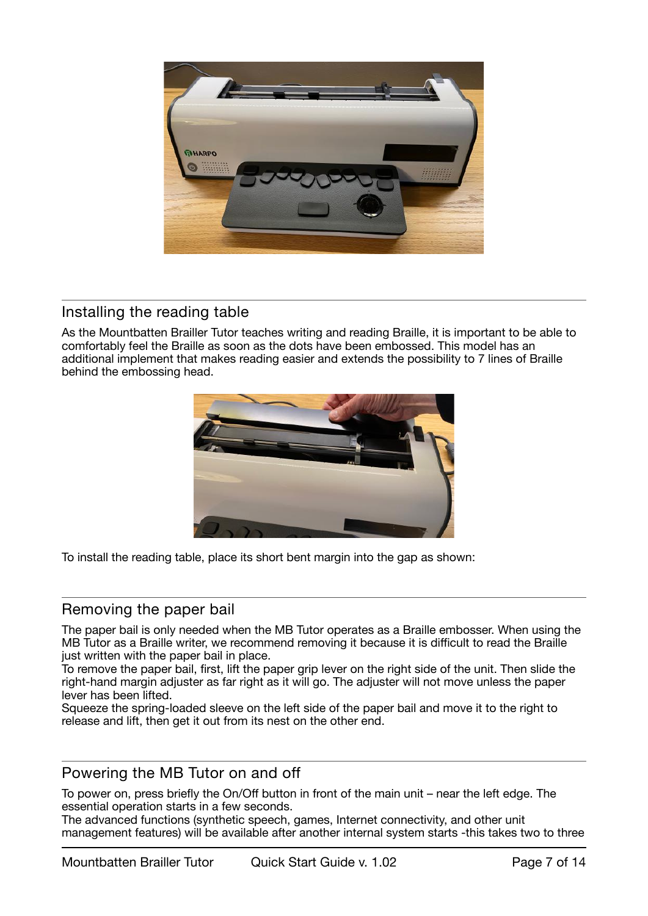## Installing the reading table

As the Mountbatten Brailler Tutor teaches writing and reading Braille, it is important to be able to comfortably feel the Braille as soon as the dots have been embossed. This model has an additional implement that makes reading easier and extends the possibility to 7 lines of Braille behind the embossing head.

To install the reading table, place its short bent margin into the gap as shown:

## Removing the paper bail

The paper bail is only needed when the MB Tutor operates as a Braille embosser. When using the MB Tutor as a Braille writer, we recommend removing it because it is difficult to read the Braille just written with the paper bail in place.

To remove the paper bail, first, lift the paper grip lever on the right side of the unit. Then slide the right-hand margin adjuster as far right as it will go. The adjuster will not move unless the paper lever has been lifted.

Squeeze the spring-loaded sleeve on the left side of the paper bail and move it to the right to release and lift, then get it out from its nest on the other end.

## Powering the MB Tutor on and off

To power on, press briefly the On/Off button in front of the main unit – near the left edge. The essential operation starts in a few seconds.

The advanced functions (synthetic speech, games, Internet connectivity, and other unit management features) will be available after another internal system starts -this takes two to three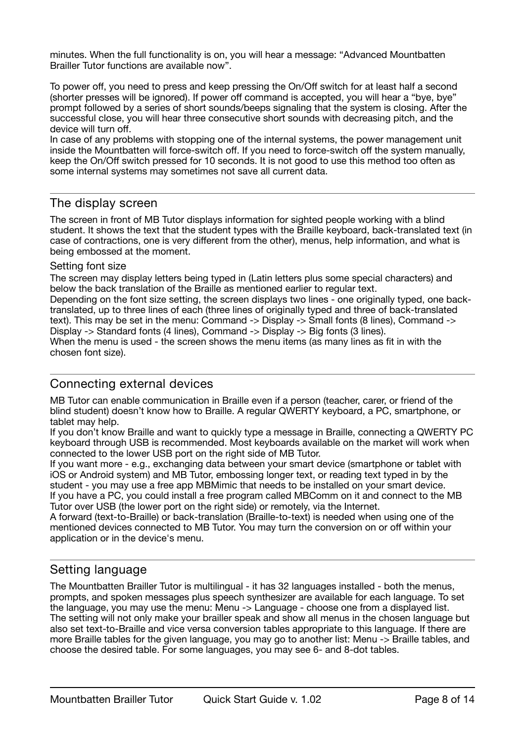minutes. When the full functionality is on, you will hear a message: "Advanced Mountbatten Brailler Tutor functions are available now".

To power off, you need to press and keep pressing the On/Off switch for at least half a second (shorter presses will be ignored). If power off command is accepted, you will hear a "bye, bye" prompt followed by a series of short sounds/beeps signaling that the system is closing. After the successful close, you will hear three consecutive short sounds with decreasing pitch, and the device will turn off.
In case of any problems with stopping one of the internal systems, the power management unit inside the Mountbatten will force-switch off. If you need to force-switch off the system manually, keep the On/Off switch pressed for 10 seconds. It is not good to use this method too often as some internal systems may sometimes not save all current data.

---

## The display screen

The screen in front of MB Tutor displays information for sighted people working with a blind student. It shows the text that the student types with the Braille keyboard, back-translated text (in case of contractions, one is very different from the other), menus, help information, and what is being embossed at the moment.

### Setting font size

The screen may display letters being typed in (Latin letters plus some special characters) and below the back translation of the Braille as mentioned earlier to regular text.
Depending on the font size setting, the screen displays two lines - one originally typed, one back-translated, up to three lines of each (three lines of originally typed and three of back-translated text). This may be set in the menu: Command -> Display -> Small fonts (8 lines), Command -> Display -> Standard fonts (4 lines), Command -> Display -> Big fonts (3 lines).
When the menu is used - the screen shows the menu items (as many lines as fit in with the chosen font size).

---

## Connecting external devices

MB Tutor can enable communication in Braille even if a person (teacher, carer, or friend of the blind student) doesn't know how to Braille. A regular QWERTY keyboard, a PC, smartphone, or tablet may help.
If you don't know Braille and want to quickly type a message in Braille, connecting a QWERTY PC keyboard through USB is recommended. Most keyboards available on the market will work when connected to the lower USB port on the right side of MB Tutor.
If you want more - e.g., exchanging data between your smart device (smartphone or tablet with iOS or Android system) and MB Tutor, embossing longer text, or reading text typed in by the student - you may use a free app MBMimic that needs to be installed on your smart device.
If you have a PC, you could install a free program called MBComm on it and connect to the MB Tutor over USB (the lower port on the right side) or remotely, via the Internet.
A forward (text-to-Braille) or back-translation (Braille-to-text) is needed when using one of the mentioned devices connected to MB Tutor. You may turn the conversion on or off within your application or in the device's menu.

---

## Setting language

The Mountbatten Brailler Tutor is multilingual - it has 32 languages installed - both the menus, prompts, and spoken messages plus speech synthesizer are available for each language. To set the language, you may use the menu: Menu -> Language - choose one from a displayed list.
The setting will not only make your brailler speak and show all menus in the chosen language but also set text-to-Braille and vice versa conversion tables appropriate to this language. If there are more Braille tables for the given language, you may go to another list: Menu -> Braille tables, and choose the desired table. For some languages, you may see 6- and 8-dot tables.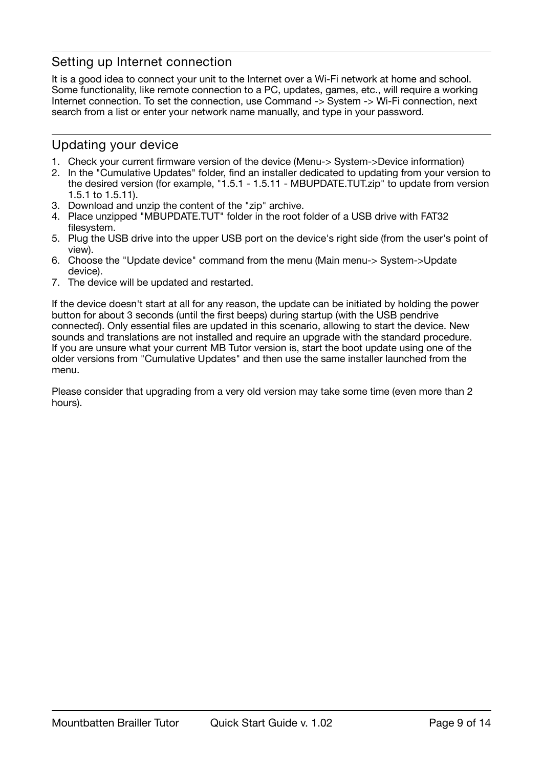## Setting up Internet connection

It is a good idea to connect your unit to the Internet over a Wi-Fi network at home and school. Some functionality, like remote connection to a PC, updates, games, etc., will require a working Internet connection. To set the connection, use Command -> System -> Wi-Fi connection, next search from a list or enter your network name manually, and type in your password.

## Updating your device

1. Check your current firmware version of the device (Menu-> System->Device information)
2. In the "Cumulative Updates" folder, find an installer dedicated to updating from your version to the desired version (for example, "1.5.1 - 1.5.11 - MBUPDATE.TUT.zip" to update from version 1.5.1 to 1.5.11).
3. Download and unzip the content of the "zip" archive.
4. Place unzipped "MBUPDATE.TUT" folder in the root folder of a USB drive with FAT32 filesystem.
5. Plug the USB drive into the upper USB port on the device's right side (from the user's point of view).
6. Choose the "Update device" command from the menu (Main menu-> System->Update device).
7. The device will be updated and restarted.

If the device doesn't start at all for any reason, the update can be initiated by holding the power button for about 3 seconds (until the first beeps) during startup (with the USB pendrive connected). Only essential files are updated in this scenario, allowing to start the device. New sounds and translations are not installed and require an upgrade with the standard procedure. If you are unsure what your current MB Tutor version is, start the boot update using one of the older versions from "Cumulative Updates" and then use the same installer launched from the menu.

Please consider that upgrading from a very old version may take some time (even more than 2 hours).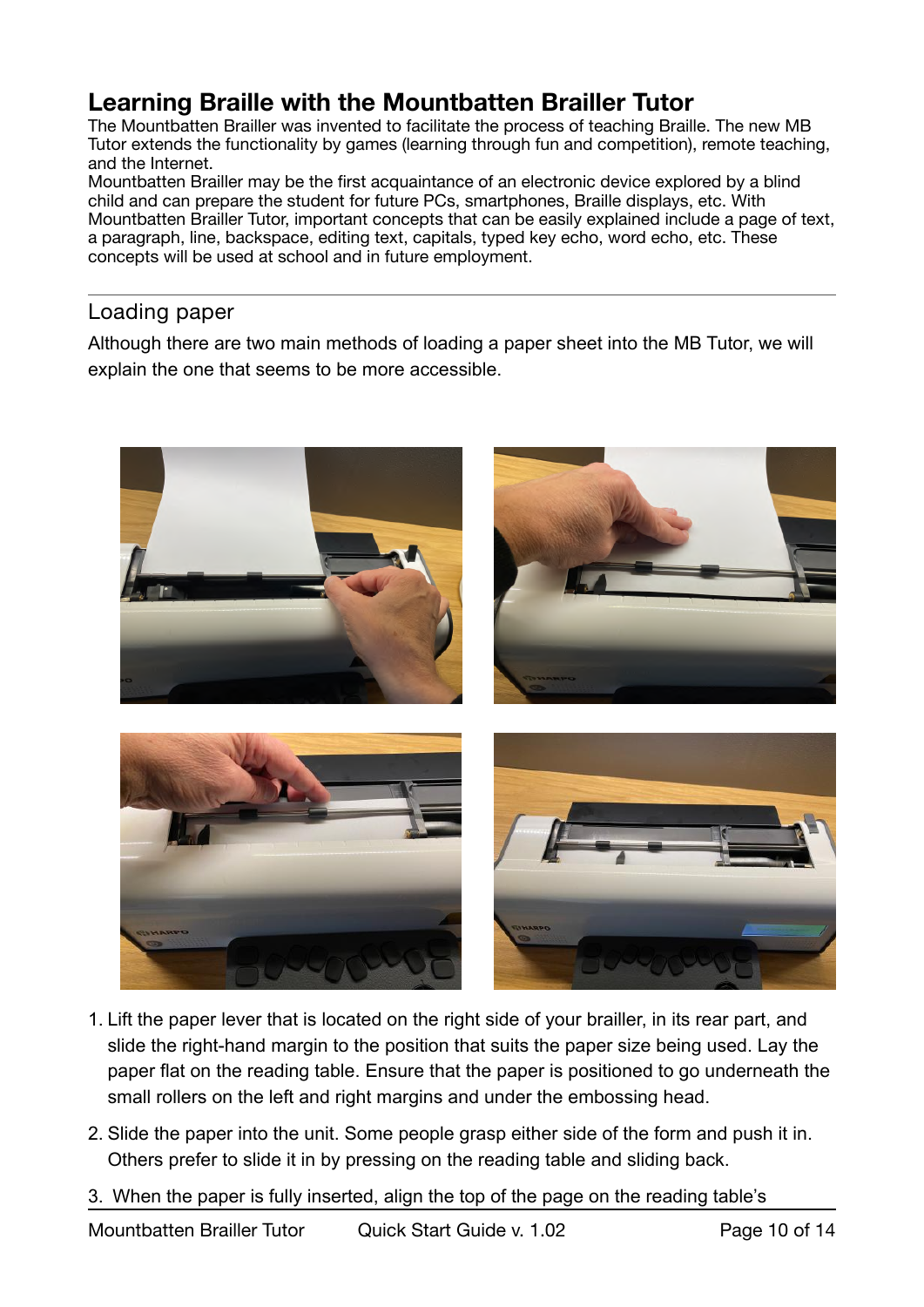# Learning Braille with the Mountbatten Brailler Tutor

The Mountbatten Brailler was invented to facilitate the process of teaching Braille. The new MB Tutor extends the functionality by games (learning through fun and competition), remote teaching, and the Internet.

Mountbatten Brailler may be the first acquaintance of an electronic device explored by a blind child and can prepare the student for future PCs, smartphones, Braille displays, etc. With Mountbatten Brailler Tutor, important concepts that can be easily explained include a page of text, a paragraph, line, backspace, editing text, capitals, typed key echo, word echo, etc. These concepts will be used at school and in future employment.

---

## Loading paper

Although there are two main methods of loading a paper sheet into the MB Tutor, we will explain the one that seems to be more accessible.

1. Lift the paper lever that is located on the right side of your brailler, in its rear part, and slide the right-hand margin to the position that suits the paper size being used. Lay the paper flat on the reading table. Ensure that the paper is positioned to go underneath the small rollers on the left and right margins and under the embossing head.
2. Slide the paper into the unit. Some people grasp either side of the form and push it in. Others prefer to slide it in by pressing on the reading table and sliding back.
3. When the paper is fully inserted, align the top of the page on the reading table's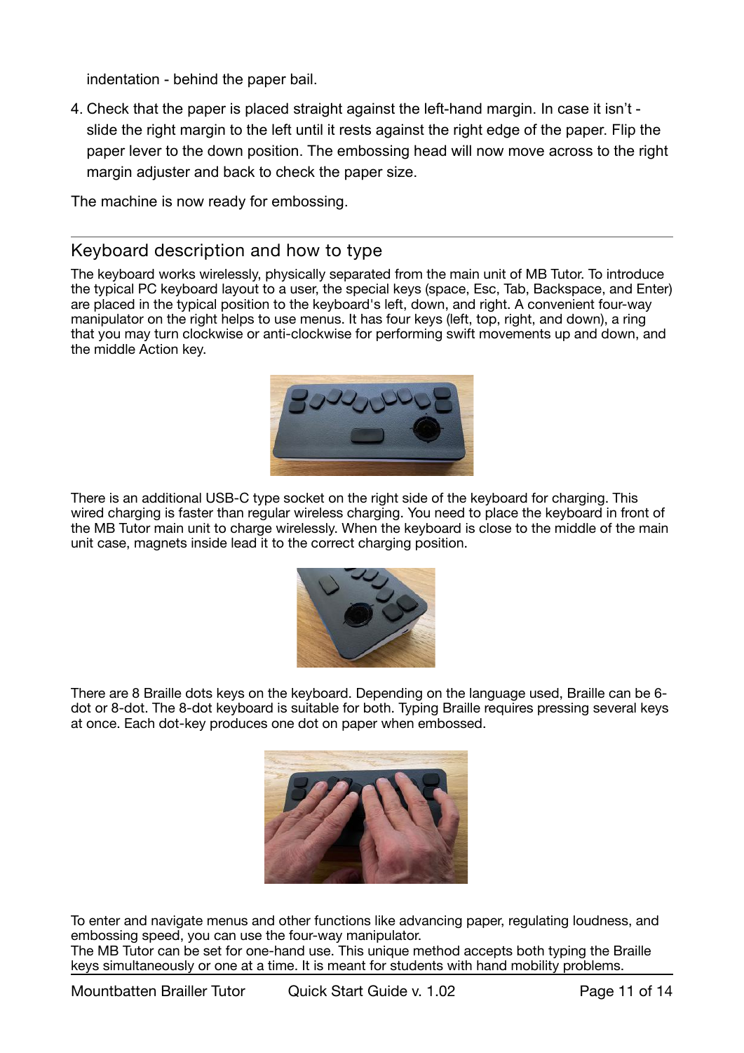indentation - behind the paper bail.

4. Check that the paper is placed straight against the left-hand margin. In case it isn't - slide the right margin to the left until it rests against the right edge of the paper. Flip the paper lever to the down position. The embossing head will now move across to the right margin adjuster and back to check the paper size.

The machine is now ready for embossing.

---

## Keyboard description and how to type

The keyboard works wirelessly, physically separated from the main unit of MB Tutor. To introduce the typical PC keyboard layout to a user, the special keys (space, Esc, Tab, Backspace, and Enter) are placed in the typical position to the keyboard's left, down, and right. A convenient four-way manipulator on the right helps to use menus. It has four keys (left, top, right, and down), a ring that you may turn clockwise or anti-clockwise for performing swift movements up and down, and the middle Action key.

There is an additional USB-C type socket on the right side of the keyboard for charging. This wired charging is faster than regular wireless charging. You need to place the keyboard in front of the MB Tutor main unit to charge wirelessly. When the keyboard is close to the middle of the main unit case, magnets inside lead it to the correct charging position.

There are 8 Braille dots keys on the keyboard. Depending on the language used, Braille can be 6-dot or 8-dot. The 8-dot keyboard is suitable for both. Typing Braille requires pressing several keys at once. Each dot-key produces one dot on paper when embossed.

To enter and navigate menus and other functions like advancing paper, regulating loudness, and embossing speed, you can use the four-way manipulator.
The MB Tutor can be set for one-hand use. This unique method accepts both typing the Braille keys simultaneously or one at a time. It is meant for students with hand mobility problems.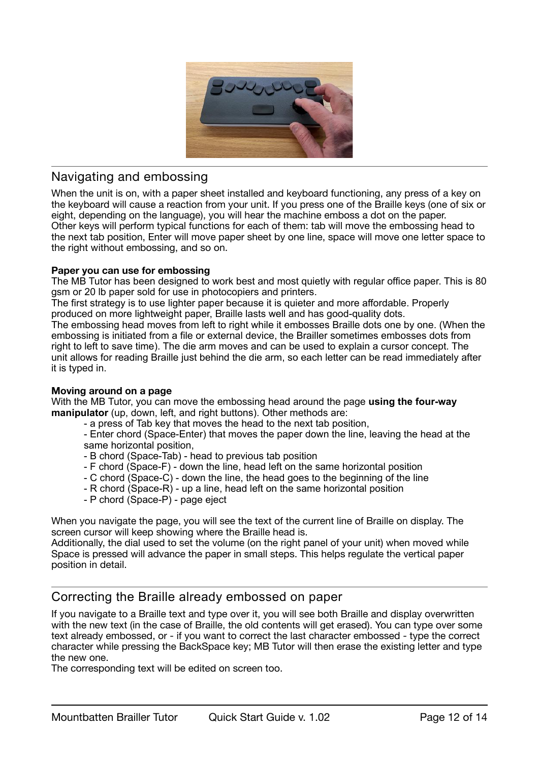## Navigating and embossing

When the unit is on, with a paper sheet installed and keyboard functioning, any press of a key on the keyboard will cause a reaction from your unit. If you press one of the Braille keys (one of six or eight, depending on the language), you will hear the machine emboss a dot on the paper.
Other keys will perform typical functions for each of them: tab will move the embossing head to the next tab position, Enter will move paper sheet by one line, space will move one letter space to the right without embossing, and so on.

**Paper you can use for embossing**
The MB Tutor has been designed to work best and most quietly with regular office paper. This is 80 gsm or 20 lb paper sold for use in photocopiers and printers.
The first strategy is to use lighter paper because it is quieter and more affordable. Properly produced on more lightweight paper, Braille lasts well and has good-quality dots.
The embossing head moves from left to right while it embosses Braille dots one by one. (When the embossing is initiated from a file or external device, the Brailler sometimes embosses dots from right to left to save time). The die arm moves and can be used to explain a cursor concept. The unit allows for reading Braille just behind the die arm, so each letter can be read immediately after it is typed in.

**Moving around on a page**
With the MB Tutor, you can move the embossing head around the page **using the four-way manipulator** (up, down, left, and right buttons). Other methods are:

- a press of Tab key that moves the head to the next tab position,
- Enter chord (Space-Enter) that moves the paper down the line, leaving the head at the same horizontal position,
- B chord (Space-Tab) - head to previous tab position
- F chord (Space-F) - down the line, head left on the same horizontal position
- C chord (Space-C) - down the line, the head goes to the beginning of the line
- R chord (Space-R) - up a line, head left on the same horizontal position
- P chord (Space-P) - page eject

When you navigate the page, you will see the text of the current line of Braille on display. The screen cursor will keep showing where the Braille head is.
Additionally, the dial used to set the volume (on the right panel of your unit) when moved while Space is pressed will advance the paper in small steps. This helps regulate the vertical paper position in detail.

## Correcting the Braille already embossed on paper

If you navigate to a Braille text and type over it, you will see both Braille and display overwritten with the new text (in the case of Braille, the old contents will get erased). You can type over some text already embossed, or - if you want to correct the last character embossed - type the correct character while pressing the BackSpace key; MB Tutor will then erase the existing letter and type the new one.
The corresponding text will be edited on screen too.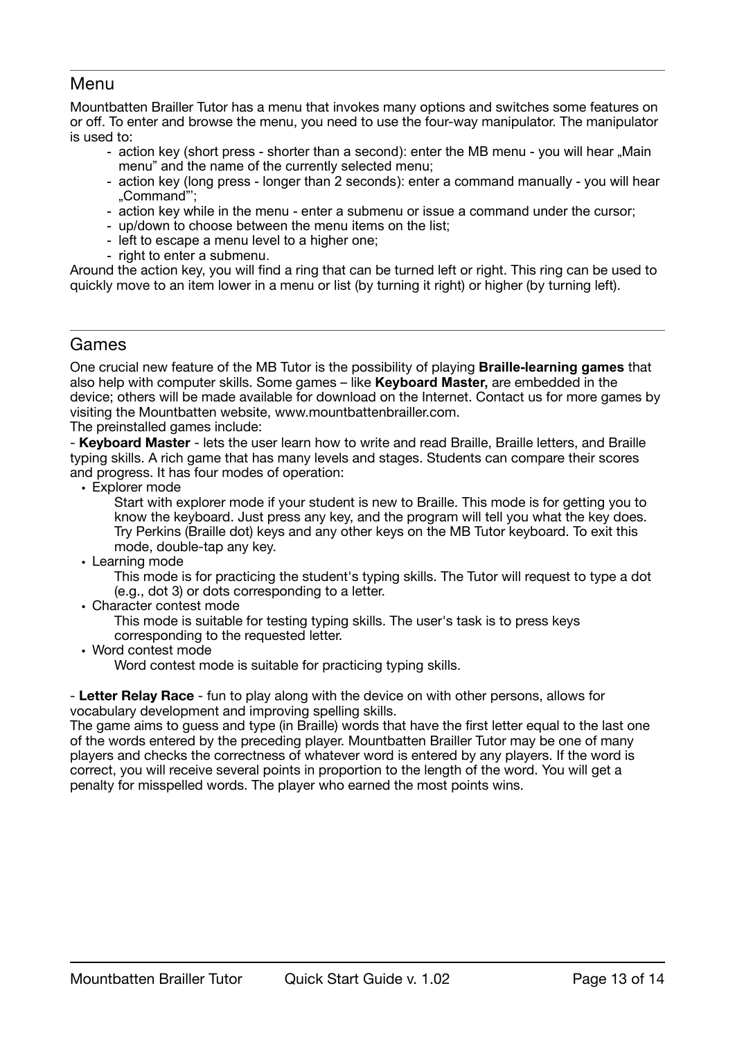## Menu

Mountbatten Brailler Tutor has a menu that invokes many options and switches some features on or off. To enter and browse the menu, you need to use the four-way manipulator. The manipulator is used to:

- action key (short press - shorter than a second): enter the MB menu - you will hear „Main menu" and the name of the currently selected menu;
- action key (long press - longer than 2 seconds): enter a command manually - you will hear „Command"';
- action key while in the menu - enter a submenu or issue a command under the cursor;
- up/down to choose between the menu items on the list;
- left to escape a menu level to a higher one;
- right to enter a submenu.

Around the action key, you will find a ring that can be turned left or right. This ring can be used to quickly move to an item lower in a menu or list (by turning it right) or higher (by turning left).

## Games

One crucial new feature of the MB Tutor is the possibility of playing **Braille-learning games** that also help with computer skills. Some games – like **Keyboard Master,** are embedded in the device; others will be made available for download on the Internet. Contact us for more games by visiting the Mountbatten website, www.mountbattenbrailler.com.

The preinstalled games include:

- **Keyboard Master** - lets the user learn how to write and read Braille, Braille letters, and Braille typing skills. A rich game that has many levels and stages. Students can compare their scores and progress. It has four modes of operation:

- Explorer mode

  Start with explorer mode if your student is new to Braille. This mode is for getting you to know the keyboard. Just press any key, and the program will tell you what the key does. Try Perkins (Braille dot) keys and any other keys on the MB Tutor keyboard. To exit this mode, double-tap any key.

- Learning mode

  This mode is for practicing the student's typing skills. The Tutor will request to type a dot (e.g., dot 3) or dots corresponding to a letter.

- Character contest mode

  This mode is suitable for testing typing skills. The user's task is to press keys corresponding to the requested letter.

- Word contest mode

  Word contest mode is suitable for practicing typing skills.

- **Letter Relay Race** - fun to play along with the device on with other persons, allows for vocabulary development and improving spelling skills.

The game aims to guess and type (in Braille) words that have the first letter equal to the last one of the words entered by the preceding player. Mountbatten Brailler Tutor may be one of many players and checks the correctness of whatever word is entered by any players. If the word is correct, you will receive several points in proportion to the length of the word. You will get a penalty for misspelled words. The player who earned the most points wins.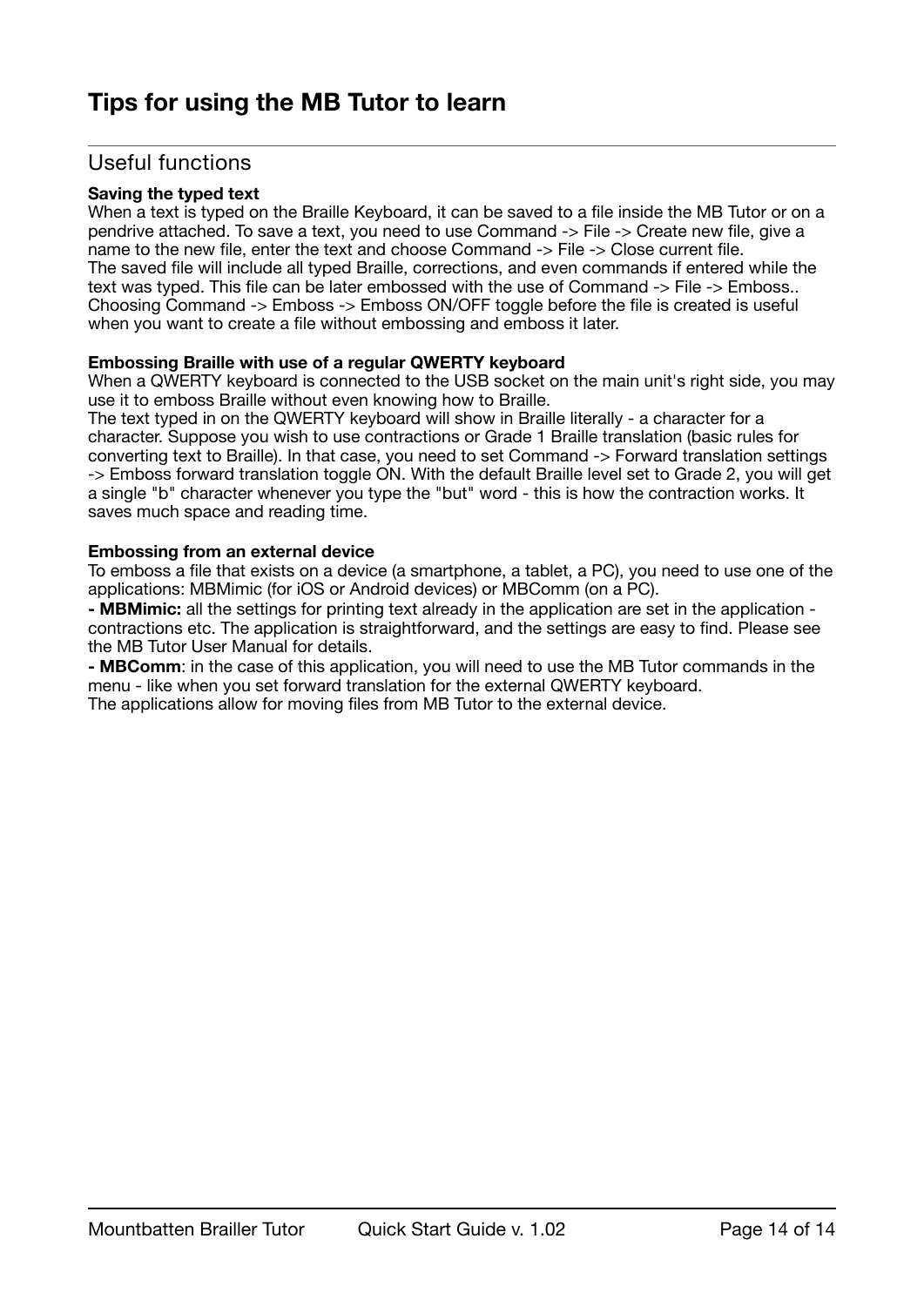# Tips for using the MB Tutor to learn

## Useful functions

**Saving the typed text**

When a text is typed on the Braille Keyboard, it can be saved to a file inside the MB Tutor or on a pendrive attached. To save a text, you need to use Command -> File -> Create new file, give a name to the new file, enter the text and choose Command -> File -> Close current file.
The saved file will include all typed Braille, corrections, and even commands if entered while the text was typed. This file can be later embossed with the use of Command -> File -> Emboss.. Choosing Command -> Emboss -> Emboss ON/OFF toggle before the file is created is useful when you want to create a file without embossing and emboss it later.

**Embossing Braille with use of a regular QWERTY keyboard**

When a QWERTY keyboard is connected to the USB socket on the main unit's right side, you may use it to emboss Braille without even knowing how to Braille.
The text typed in on the QWERTY keyboard will show in Braille literally - a character for a character. Suppose you wish to use contractions or Grade 1 Braille translation (basic rules for converting text to Braille). In that case, you need to set Command -> Forward translation settings -> Emboss forward translation toggle ON. With the default Braille level set to Grade 2, you will get a single "b" character whenever you type the "but" word - this is how the contraction works. It saves much space and reading time.

**Embossing from an external device**

To emboss a file that exists on a device (a smartphone, a tablet, a PC), you need to use one of the applications: MBMimic (for iOS or Android devices) or MBComm (on a PC).
**- MBMimic:** all the settings for printing text already in the application are set in the application - contractions etc. The application is straightforward, and the settings are easy to find. Please see the MB Tutor User Manual for details.
**- MBComm**: in the case of this application, you will need to use the MB Tutor commands in the menu - like when you set forward translation for the external QWERTY keyboard.
The applications allow for moving files from MB Tutor to the external device.